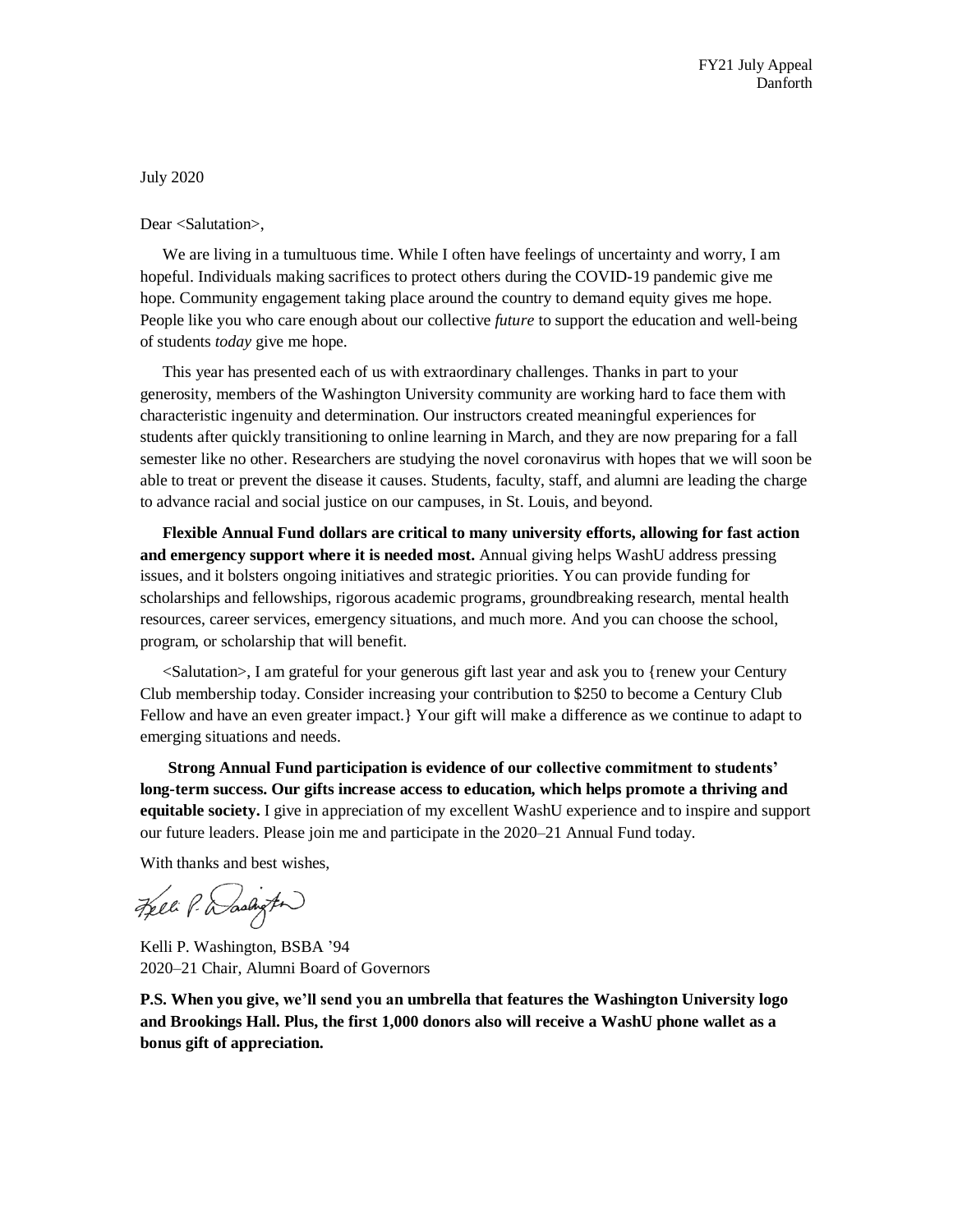FY21 July Appeal
Danforth

July 2020

Dear <Salutation>,

We are living in a tumultuous time. While I often have feelings of uncertainty and worry, I am hopeful. Individuals making sacrifices to protect others during the COVID-19 pandemic give me hope. Community engagement taking place around the country to demand equity gives me hope. People like you who care enough about our collective *future* to support the education and well-being of students *today* give me hope.

This year has presented each of us with extraordinary challenges. Thanks in part to your generosity, members of the Washington University community are working hard to face them with characteristic ingenuity and determination. Our instructors created meaningful experiences for students after quickly transitioning to online learning in March, and they are now preparing for a fall semester like no other. Researchers are studying the novel coronavirus with hopes that we will soon be able to treat or prevent the disease it causes. Students, faculty, staff, and alumni are leading the charge to advance racial and social justice on our campuses, in St. Louis, and beyond.

**Flexible Annual Fund dollars are critical to many university efforts, allowing for fast action and emergency support where it is needed most.** Annual giving helps WashU address pressing issues, and it bolsters ongoing initiatives and strategic priorities. You can provide funding for scholarships and fellowships, rigorous academic programs, groundbreaking research, mental health resources, career services, emergency situations, and much more. And you can choose the school, program, or scholarship that will benefit.

<Salutation>, I am grateful for your generous gift last year and ask you to {renew your Century Club membership today. Consider increasing your contribution to $250 to become a Century Club Fellow and have an even greater impact.} Your gift will make a difference as we continue to adapt to emerging situations and needs.

**Strong Annual Fund participation is evidence of our collective commitment to students' long-term success. Our gifts increase access to education, which helps promote a thriving and equitable society.** I give in appreciation of my excellent WashU experience and to inspire and support our future leaders. Please join me and participate in the 2020–21 Annual Fund today.

With thanks and best wishes,

Kelli P. Washington

Kelli P. Washington, BSBA '94
2020–21 Chair, Alumni Board of Governors

**P.S. When you give, we'll send you an umbrella that features the Washington University logo and Brookings Hall. Plus, the first 1,000 donors also will receive a WashU phone wallet as a bonus gift of appreciation.**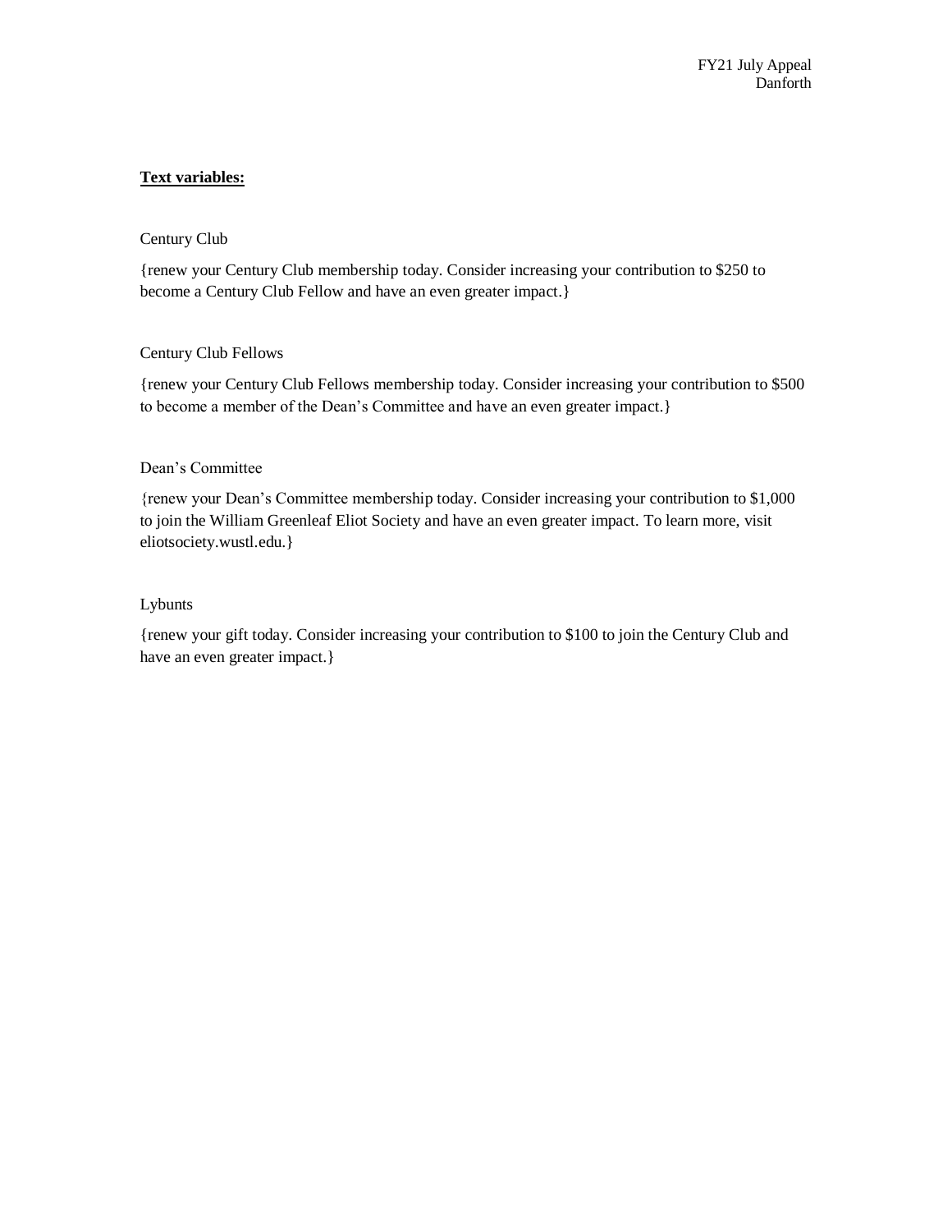**Text variables:**

Century Club

{renew your Century Club membership today. Consider increasing your contribution to $250 to become a Century Club Fellow and have an even greater impact.}

Century Club Fellows

{renew your Century Club Fellows membership today. Consider increasing your contribution to $500 to become a member of the Dean's Committee and have an even greater impact.}

Dean's Committee

{renew your Dean's Committee membership today. Consider increasing your contribution to $1,000 to join the William Greenleaf Eliot Society and have an even greater impact. To learn more, visit eliotsociety.wustl.edu.}

Lybunts

{renew your gift today. Consider increasing your contribution to $100 to join the Century Club and have an even greater impact.}